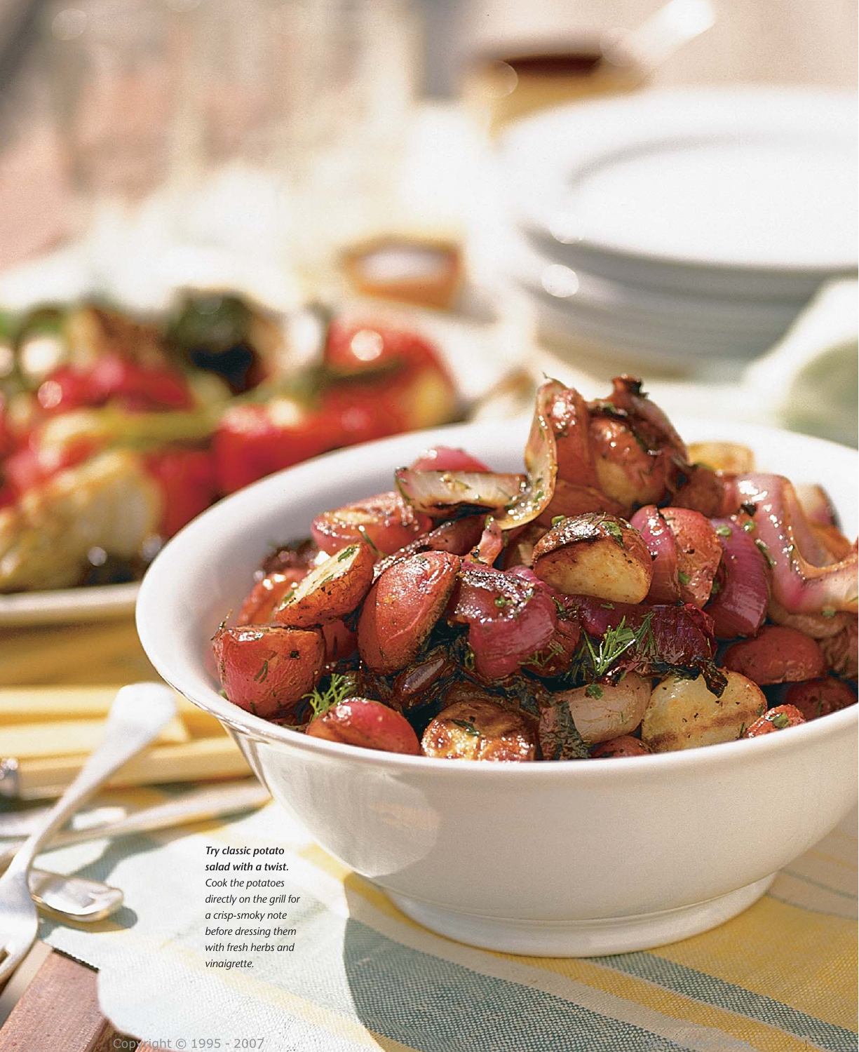***Try classic potato salad with a twist.***
*Cook the potatoes directly on the grill for a crisp-smoky note before dressing them with fresh herbs and vinaigrette.*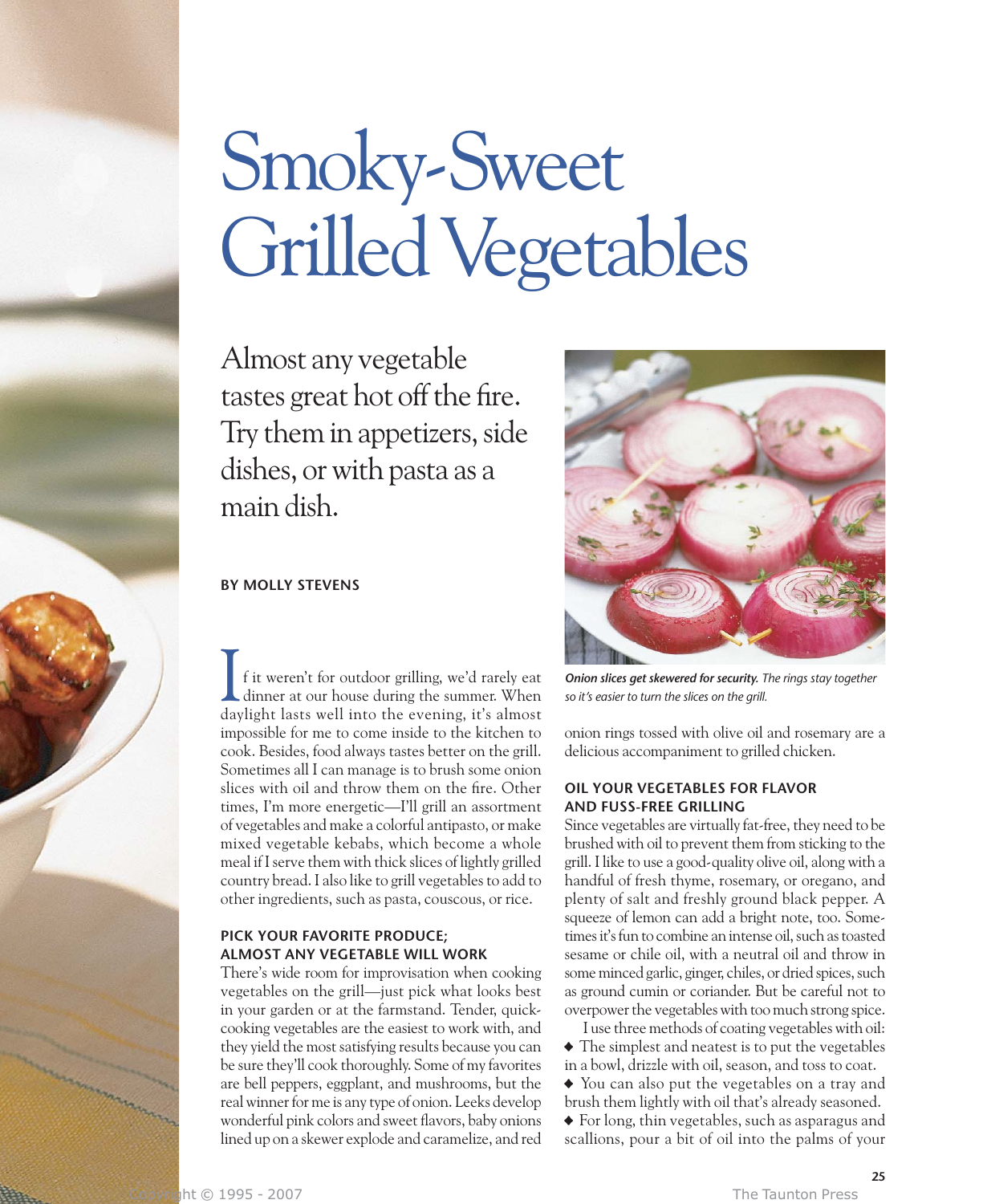# Smoky-Sweet Grilled Vegetables

Almost any vegetable tastes great hot off the fire. Try them in appetizers, side dishes, or with pasta as a main dish.

**BY MOLLY STEVENS**

If it weren't for outdoor grilling, we'd rarely eat dinner at our house during the summer. When daylight lasts well into the evening, it's almost impossible for me to come inside to the kitchen to cook. Besides, food always tastes better on the grill. Sometimes all I can manage is to brush some onion slices with oil and throw them on the fire. Other times, I'm more energetic—I'll grill an assortment of vegetables and make a colorful antipasto, or make mixed vegetable kebabs, which become a whole meal if I serve them with thick slices of lightly grilled country bread. I also like to grill vegetables to add to other ingredients, such as pasta, couscous, or rice.

### PICK YOUR FAVORITE PRODUCE; ALMOST ANY VEGETABLE WILL WORK

There's wide room for improvisation when cooking vegetables on the grill—just pick what looks best in your garden or at the farmstand. Tender, quick-cooking vegetables are the easiest to work with, and they yield the most satisfying results because you can be sure they'll cook thoroughly. Some of my favorites are bell peppers, eggplant, and mushrooms, but the real winner for me is any type of onion. Leeks develop wonderful pink colors and sweet flavors, baby onions lined up on a skewer explode and caramelize, and red onion rings tossed with olive oil and rosemary are a delicious accompaniment to grilled chicken.

***Onion slices get skewered for security.*** *The rings stay together so it's easier to turn the slices on the grill.*

### OIL YOUR VEGETABLES FOR FLAVOR AND FUSS-FREE GRILLING

Since vegetables are virtually fat-free, they need to be brushed with oil to prevent them from sticking to the grill. I like to use a good-quality olive oil, along with a handful of fresh thyme, rosemary, or oregano, and plenty of salt and freshly ground black pepper. A squeeze of lemon can add a bright note, too. Sometimes it's fun to combine an intense oil, such as toasted sesame or chile oil, with a neutral oil and throw in some minced garlic, ginger, chiles, or dried spices, such as ground cumin or coriander. But be careful not to overpower the vegetables with too much strong spice.

I use three methods of coating vegetables with oil:

◆ The simplest and neatest is to put the vegetables in a bowl, drizzle with oil, season, and toss to coat.

◆ You can also put the vegetables on a tray and brush them lightly with oil that's already seasoned.

◆ For long, thin vegetables, such as asparagus and scallions, pour a bit of oil into the palms of your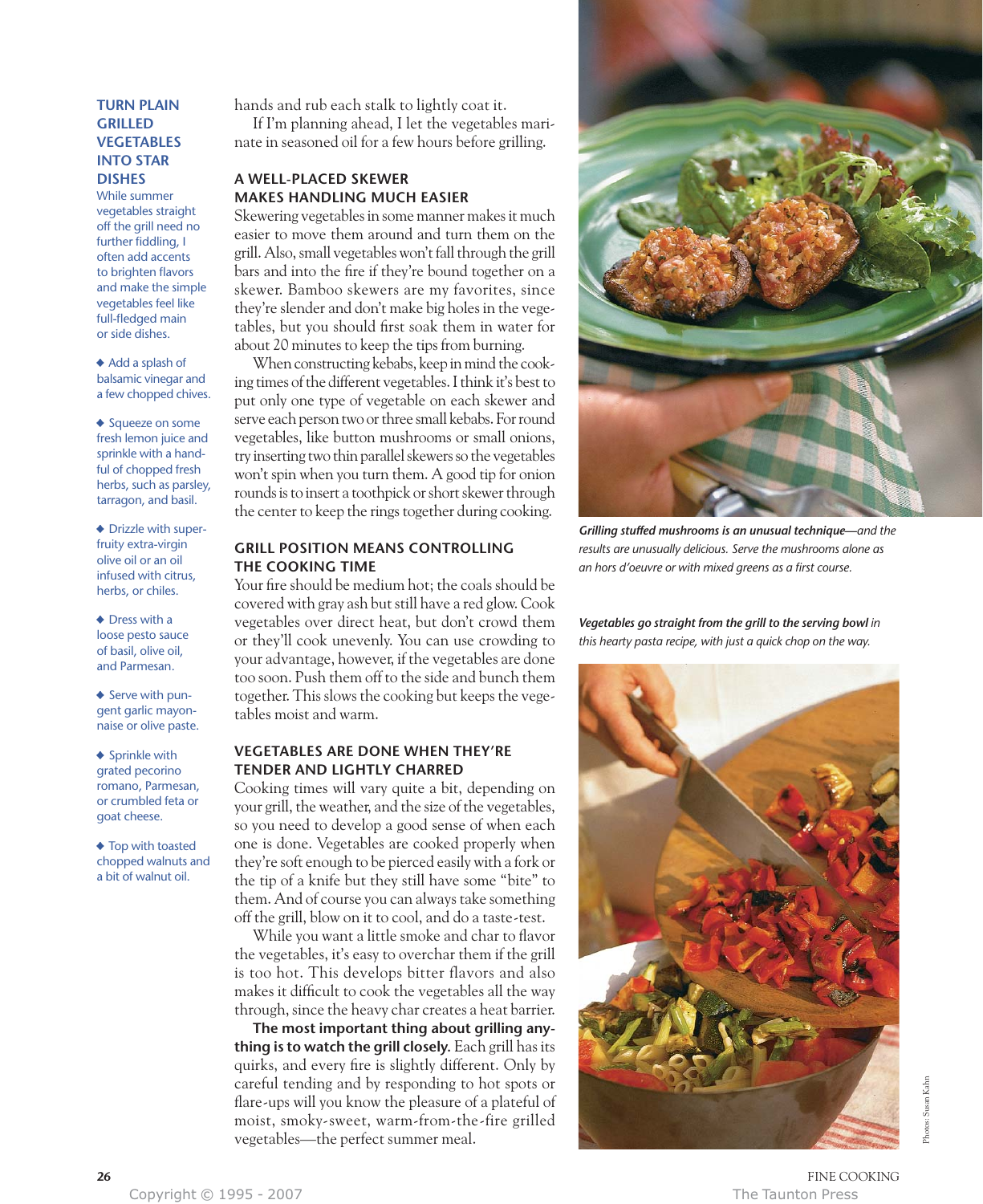hands and rub each stalk to lightly coat it.

If I'm planning ahead, I let the vegetables marinate in seasoned oil for a few hours before grilling.

### A WELL-PLACED SKEWER MAKES HANDLING MUCH EASIER

Skewering vegetables in some manner makes it much easier to move them around and turn them on the grill. Also, small vegetables won't fall through the grill bars and into the fire if they're bound together on a skewer. Bamboo skewers are my favorites, since they're slender and don't make big holes in the vegetables, but you should first soak them in water for about 20 minutes to keep the tips from burning.

When constructing kebabs, keep in mind the cooking times of the different vegetables. I think it's best to put only one type of vegetable on each skewer and serve each person two or three small kebabs. For round vegetables, like button mushrooms or small onions, try inserting two thin parallel skewers so the vegetables won't spin when you turn them. A good tip for onion rounds is to insert a toothpick or short skewer through the center to keep the rings together during cooking.

### GRILL POSITION MEANS CONTROLLING THE COOKING TIME

Your fire should be medium hot; the coals should be covered with gray ash but still have a red glow. Cook vegetables over direct heat, but don't crowd them or they'll cook unevenly. You can use crowding to your advantage, however, if the vegetables are done too soon. Push them off to the side and bunch them together. This slows the cooking but keeps the vegetables moist and warm.

### VEGETABLES ARE DONE WHEN THEY'RE TENDER AND LIGHTLY CHARRED

Cooking times will vary quite a bit, depending on your grill, the weather, and the size of the vegetables, so you need to develop a good sense of when each one is done. Vegetables are cooked properly when they're soft enough to be pierced easily with a fork or the tip of a knife but they still have some "bite" to them. And of course you can always take something off the grill, blow on it to cool, and do a taste-test.

While you want a little smoke and char to flavor the vegetables, it's easy to overchar them if the grill is too hot. This develops bitter flavors and also makes it difficult to cook the vegetables all the way through, since the heavy char creates a heat barrier.

**The most important thing about grilling anything is to watch the grill closely.** Each grill has its quirks, and every fire is slightly different. Only by careful tending and by responding to hot spots or flare-ups will you know the pleasure of a plateful of moist, smoky-sweet, warm-from-the-fire grilled vegetables—the perfect summer meal.

### TURN PLAIN GRILLED VEGETABLES INTO STAR DISHES

While summer vegetables straight off the grill need no further fiddling, I often add accents to brighten flavors and make the simple vegetables feel like full-fledged main or side dishes.

- Add a splash of balsamic vinegar and a few chopped chives.
- Squeeze on some fresh lemon juice and sprinkle with a handful of chopped fresh herbs, such as parsley, tarragon, and basil.
- Drizzle with super-fruity extra-virgin olive oil or an oil infused with citrus, herbs, or chiles.
- Dress with a loose pesto sauce of basil, olive oil, and Parmesan.
- Serve with pungent garlic mayonnaise or olive paste.
- Sprinkle with grated pecorino romano, Parmesan, or crumbled feta or goat cheese.
- Top with toasted chopped walnuts and a bit of walnut oil.

***Grilling stuffed mushrooms is an unusual technique****—and the results are unusually delicious. Serve the mushrooms alone as an hors d'oeuvre or with mixed greens as a first course.*

***Vegetables go straight from the grill to the serving bowl*** *in this hearty pasta recipe, with just a quick chop on the way.*

Photos: Susan Kahn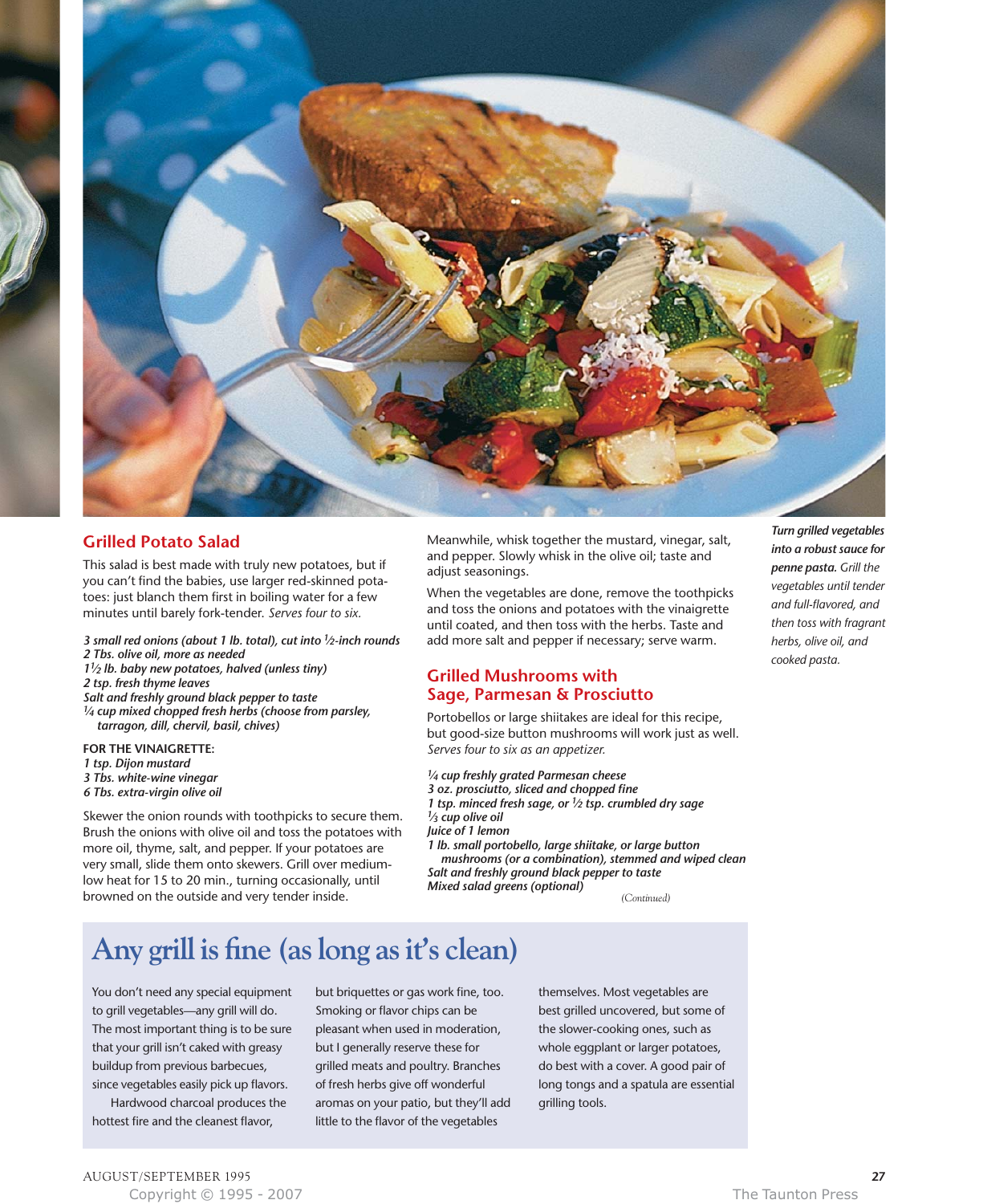## Grilled Potato Salad

This salad is best made with truly new potatoes, but if you can't find the babies, use larger red-skinned potatoes: just blanch them first in boiling water for a few minutes until barely fork-tender. *Serves four to six.*

*3 small red onions (about 1 lb. total), cut into ½-inch rounds*
*2 Tbs. olive oil, more as needed*
*1½ lb. baby new potatoes, halved (unless tiny)*
*2 tsp. fresh thyme leaves*
*Salt and freshly ground black pepper to taste*
*¼ cup mixed chopped fresh herbs (choose from parsley, tarragon, dill, chervil, basil, chives)*

**FOR THE VINAIGRETTE:**
*1 tsp. Dijon mustard*
*3 Tbs. white-wine vinegar*
*6 Tbs. extra-virgin olive oil*

Skewer the onion rounds with toothpicks to secure them. Brush the onions with olive oil and toss the potatoes with more oil, thyme, salt, and pepper. If your potatoes are very small, slide them onto skewers. Grill over medium-low heat for 15 to 20 min., turning occasionally, until browned on the outside and very tender inside.

Meanwhile, whisk together the mustard, vinegar, salt, and pepper. Slowly whisk in the olive oil; taste and adjust seasonings.

When the vegetables are done, remove the toothpicks and toss the onions and potatoes with the vinaigrette until coated, and then toss with the herbs. Taste and add more salt and pepper if necessary; serve warm.

## Grilled Mushrooms with Sage, Parmesan & Prosciutto

Portobellos or large shiitakes are ideal for this recipe, but good-size button mushrooms will work just as well. *Serves four to six as an appetizer.*

*¼ cup freshly grated Parmesan cheese*
*3 oz. prosciutto, sliced and chopped fine*
*1 tsp. minced fresh sage, or ½ tsp. crumbled dry sage*
*⅓ cup olive oil*
*Juice of 1 lemon*
*1 lb. small portobello, large shiitake, or large button mushrooms (or a combination), stemmed and wiped clean*
*Salt and freshly ground black pepper to taste*
*Mixed salad greens (optional)*

*(Continued)*

***Turn grilled vegetables into a robust sauce for penne pasta.*** *Grill the vegetables until tender and full-flavored, and then toss with fragrant herbs, olive oil, and cooked pasta.*

## Any grill is fine (as long as it's clean)

You don't need any special equipment to grill vegetables—any grill will do. The most important thing is to be sure that your grill isn't caked with greasy buildup from previous barbecues, since vegetables easily pick up flavors.

Hardwood charcoal produces the hottest fire and the cleanest flavor, but briquettes or gas work fine, too. Smoking or flavor chips can be pleasant when used in moderation, but I generally reserve these for grilled meats and poultry. Branches of fresh herbs give off wonderful aromas on your patio, but they'll add little to the flavor of the vegetables themselves. Most vegetables are best grilled uncovered, but some of the slower-cooking ones, such as whole eggplant or larger potatoes, do best with a cover. A good pair of long tongs and a spatula are essential grilling tools.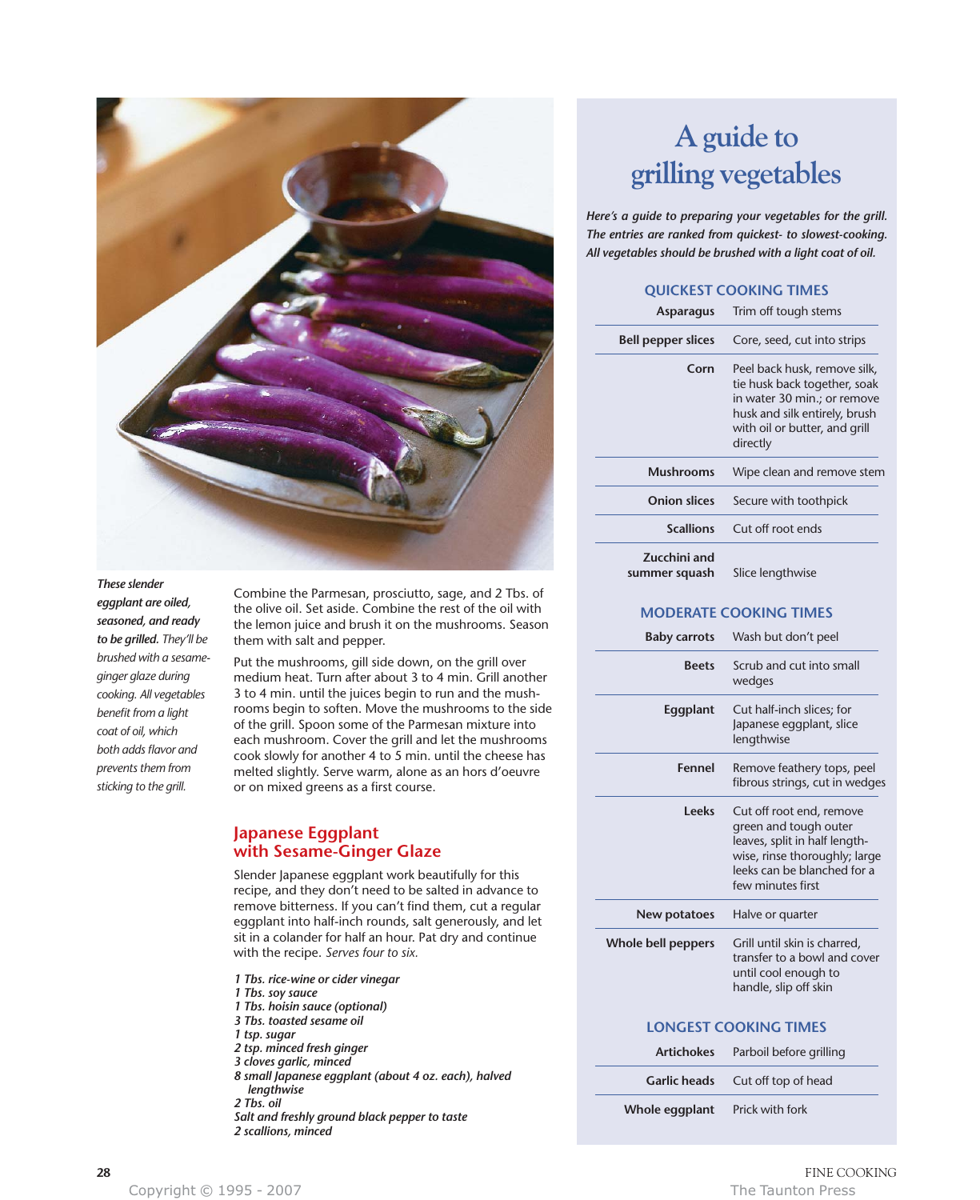*These slender eggplant are oiled, seasoned, and ready to be grilled.* *They'll be brushed with a sesame-ginger glaze during cooking. All vegetables benefit from a light coat of oil, which both adds flavor and prevents them from sticking to the grill.*

Combine the Parmesan, prosciutto, sage, and 2 Tbs. of the olive oil. Set aside. Combine the rest of the oil with the lemon juice and brush it on the mushrooms. Season them with salt and pepper.

Put the mushrooms, gill side down, on the grill over medium heat. Turn after about 3 to 4 min. Grill another 3 to 4 min. until the juices begin to run and the mushrooms begin to soften. Move the mushrooms to the side of the grill. Spoon some of the Parmesan mixture into each mushroom. Cover the grill and let the mushrooms cook slowly for another 4 to 5 min. until the cheese has melted slightly. Serve warm, alone as an hors d'oeuvre or on mixed greens as a first course.

## Japanese Eggplant with Sesame-Ginger Glaze

Slender Japanese eggplant work beautifully for this recipe, and they don't need to be salted in advance to remove bitterness. If you can't find them, cut a regular eggplant into half-inch rounds, salt generously, and let sit in a colander for half an hour. Pat dry and continue with the recipe. *Serves four to six.*

*1 Tbs. rice-wine or cider vinegar*
*1 Tbs. soy sauce*
*1 Tbs. hoisin sauce (optional)*
*3 Tbs. toasted sesame oil*
*1 tsp. sugar*
*2 tsp. minced fresh ginger*
*3 cloves garlic, minced*
*8 small Japanese eggplant (about 4 oz. each), halved lengthwise*
*2 Tbs. oil*
*Salt and freshly ground black pepper to taste*
*2 scallions, minced*

## A guide to grilling vegetables

*Here's a guide to preparing your vegetables for the grill. The entries are ranked from quickest- to slowest-cooking. All vegetables should be brushed with a light coat of oil.*

### QUICKEST COOKING TIMES

| Vegetable | Preparation |
|---|---|
| **Asparagus** | Trim off tough stems |
| **Bell pepper slices** | Core, seed, cut into strips |
| **Corn** | Peel back husk, remove silk, tie husk back together, soak in water 30 min.; or remove husk and silk entirely, brush with oil or butter, and grill directly |
| **Mushrooms** | Wipe clean and remove stem |
| **Onion slices** | Secure with toothpick |
| **Scallions** | Cut off root ends |
| **Zucchini and summer squash** | Slice lengthwise |

### MODERATE COOKING TIMES

| Vegetable | Preparation |
|---|---|
| **Baby carrots** | Wash but don't peel |
| **Beets** | Scrub and cut into small wedges |
| **Eggplant** | Cut half-inch slices; for Japanese eggplant, slice lengthwise |
| **Fennel** | Remove feathery tops, peel fibrous strings, cut in wedges |
| **Leeks** | Cut off root end, remove green and tough outer leaves, split in half lengthwise, rinse thoroughly; large leeks can be blanched for a few minutes first |
| **New potatoes** | Halve or quarter |
| **Whole bell peppers** | Grill until skin is charred, transfer to a bowl and cover until cool enough to handle, slip off skin |

### LONGEST COOKING TIMES

| Vegetable | Preparation |
|---|---|
| **Artichokes** | Parboil before grilling |
| **Garlic heads** | Cut off top of head |
| **Whole eggplant** | Prick with fork |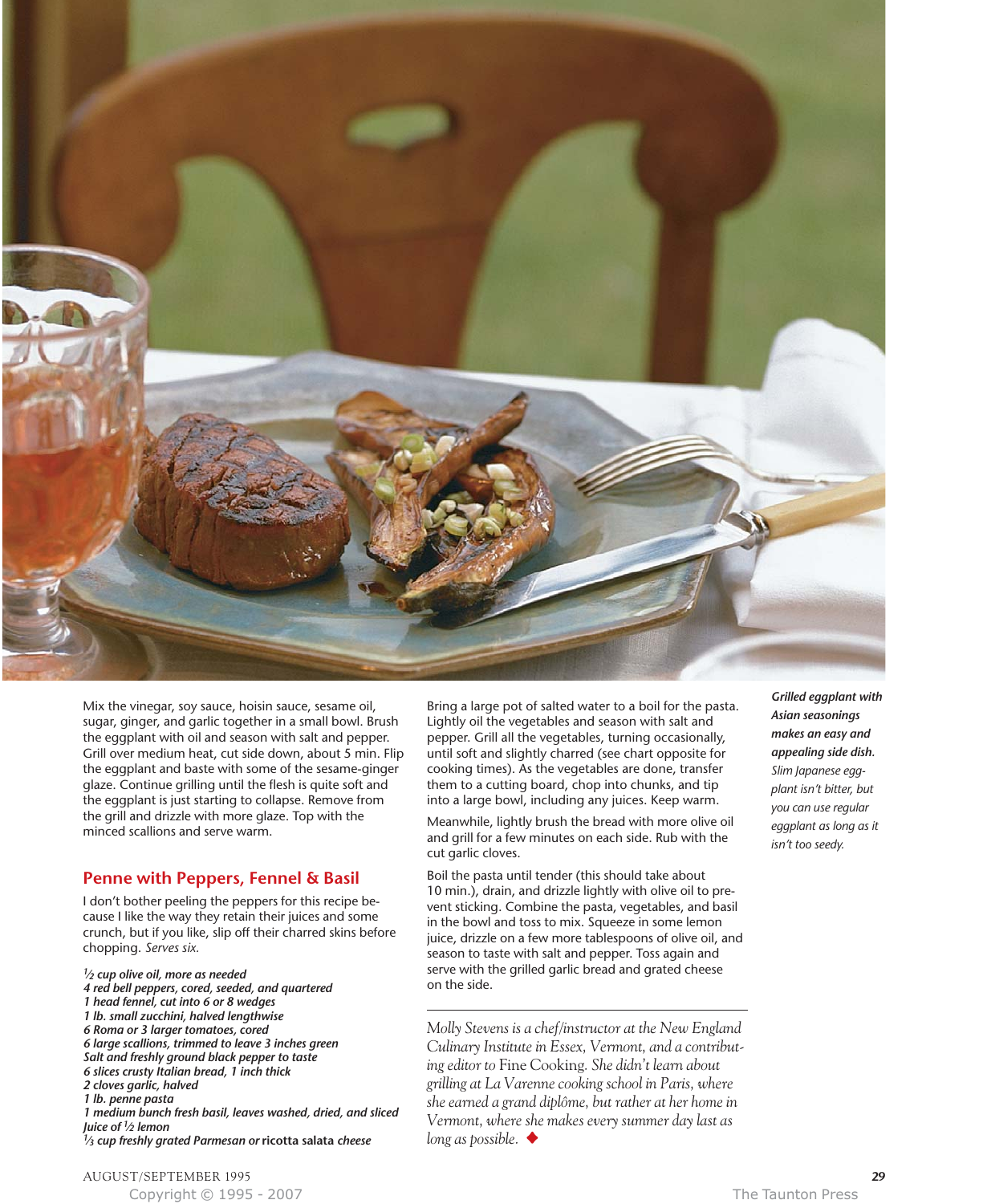Mix the vinegar, soy sauce, hoisin sauce, sesame oil, sugar, ginger, and garlic together in a small bowl. Brush the eggplant with oil and season with salt and pepper. Grill over medium heat, cut side down, about 5 min. Flip the eggplant and baste with some of the sesame-ginger glaze. Continue grilling until the flesh is quite soft and the eggplant is just starting to collapse. Remove from the grill and drizzle with more glaze. Top with the minced scallions and serve warm.

## Penne with Peppers, Fennel & Basil

I don't bother peeling the peppers for this recipe because I like the way they retain their juices and some crunch, but if you like, slip off their charred skins before chopping. *Serves six.*

***½ cup olive oil, more as needed***
***4 red bell peppers, cored, seeded, and quartered***
***1 head fennel, cut into 6 or 8 wedges***
***1 lb. small zucchini, halved lengthwise***
***6 Roma or 3 larger tomatoes, cored***
***6 large scallions, trimmed to leave 3 inches green***
***Salt and freshly ground black pepper to taste***
***6 slices crusty Italian bread, 1 inch thick***
***2 cloves garlic, halved***
***1 lb. penne pasta***
***1 medium bunch fresh basil, leaves washed, dried, and sliced***
***Juice of ½ lemon***
***⅓ cup freshly grated Parmesan or* ricotta salata *cheese***

Bring a large pot of salted water to a boil for the pasta. Lightly oil the vegetables and season with salt and pepper. Grill all the vegetables, turning occasionally, until soft and slightly charred (see chart opposite for cooking times). As the vegetables are done, transfer them to a cutting board, chop into chunks, and tip into a large bowl, including any juices. Keep warm.

Meanwhile, lightly brush the bread with more olive oil and grill for a few minutes on each side. Rub with the cut garlic cloves.

Boil the pasta until tender (this should take about 10 min.), drain, and drizzle lightly with olive oil to prevent sticking. Combine the pasta, vegetables, and basil in the bowl and toss to mix. Squeeze in some lemon juice, drizzle on a few more tablespoons of olive oil, and season to taste with salt and pepper. Toss again and serve with the grilled garlic bread and grated cheese on the side.

---

*Molly Stevens is a chef/instructor at the New England Culinary Institute in Essex, Vermont, and a contributing editor to* Fine Cooking. *She didn't learn about grilling at La Varenne cooking school in Paris, where she earned a grand diplôme, but rather at her home in Vermont, where she makes every summer day last as long as possible.* ◆

***Grilled eggplant with Asian seasonings makes an easy and appealing side dish.*** *Slim Japanese eggplant isn't bitter, but you can use regular eggplant as long as it isn't too seedy.*